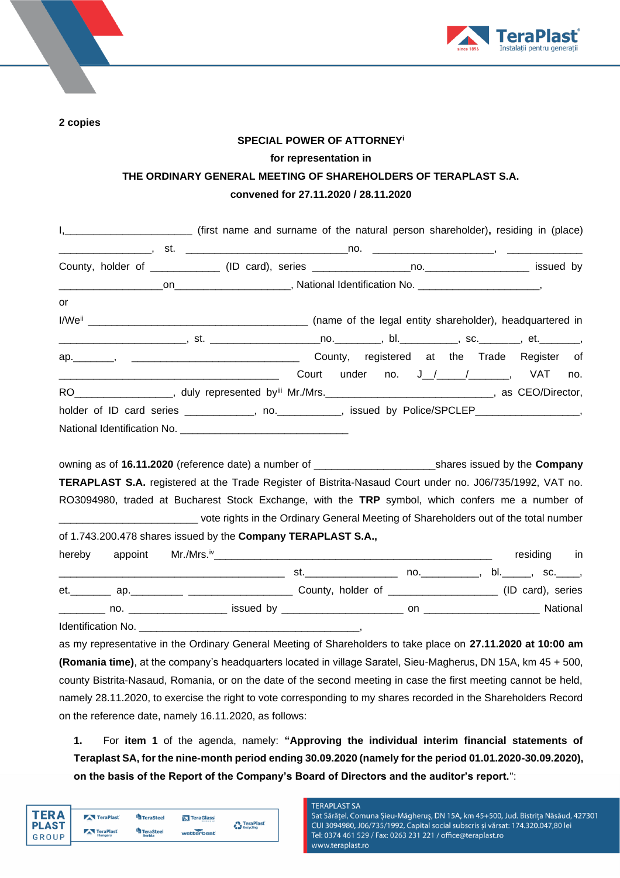**2 copies**

**SPECIAL POWER OF ATTORNEY**[i]

**for representation in**

**THE ORDINARY GENERAL MEETING OF SHAREHOLDERS OF TERAPLAST S.A.**

**convened for 27.11.2020 / 28.11.2020**

I,______________________ (first name and surname of the natural person shareholder)**,** residing in (place) ________________, st. ____________________________no. _____________________, _____________ County, holder of ____________ (ID card), series _________________no.__________________ issued by __________________on____________________, National Identification No. _____________________,

or

I/We[ii] ______________________________________ (name of the legal entity shareholder), headquartered in ______________________, st. ___________________no.________, bl.__________, sc._______, et._______, ap._______, _____________________________ County, registered at the Trade Register of _____________________________________ Court under no. J__/_____/_______, VAT no. RO_________________, duly represented by[iii] Mr./Mrs._______________________________, as CEO/Director, holder of ID card series ____________, no.___________, issued by Police/SPCLEP__________________, National Identification No. _____________________________

owning as of **16.11.2020** (reference date) a number of ____________________shares issued by the **Company TERAPLAST S.A.** registered at the Trade Register of Bistrita-Nasaud Court under no. J06/735/1992, VAT no. RO3094980, traded at Bucharest Stock Exchange, with the **TRP** symbol, which confers me a number of ________________________ vote rights in the Ordinary General Meeting of Shareholders out of the total number of 1.743.200.478 shares issued by the **Company TERAPLAST S.A.,**

hereby appoint Mr./Mrs.[iv]_______________________________________________ residing in _______________________________________ st._______________ no.__________, bl._____, sc.____, et._______ ap._________ __________________ County, holder of ___________________ (ID card), series ________ no. ________________ issued by ____________________ on ____________________ National Identification No. ______________________________________,

as my representative in the Ordinary General Meeting of Shareholders to take place on **27.11.2020 at 10:00 am (Romania time)**, at the company's headquarters located in village Saratel, Sieu-Magherus, DN 15A, km 45 + 500, county Bistrita-Nasaud, Romania, or on the date of the second meeting in case the first meeting cannot be held, namely 28.11.2020, to exercise the right to vote corresponding to my shares recorded in the Shareholders Record on the reference date, namely 16.11.2020, as follows:

1. For **item 1** of the agenda, namely: **"Approving the individual interim financial statements of Teraplast SA, for the nine-month period ending 30.09.2020 (namely for the period 01.01.2020-30.09.2020), on the basis of the Report of the Company's Board of Directors and the auditor's report.**":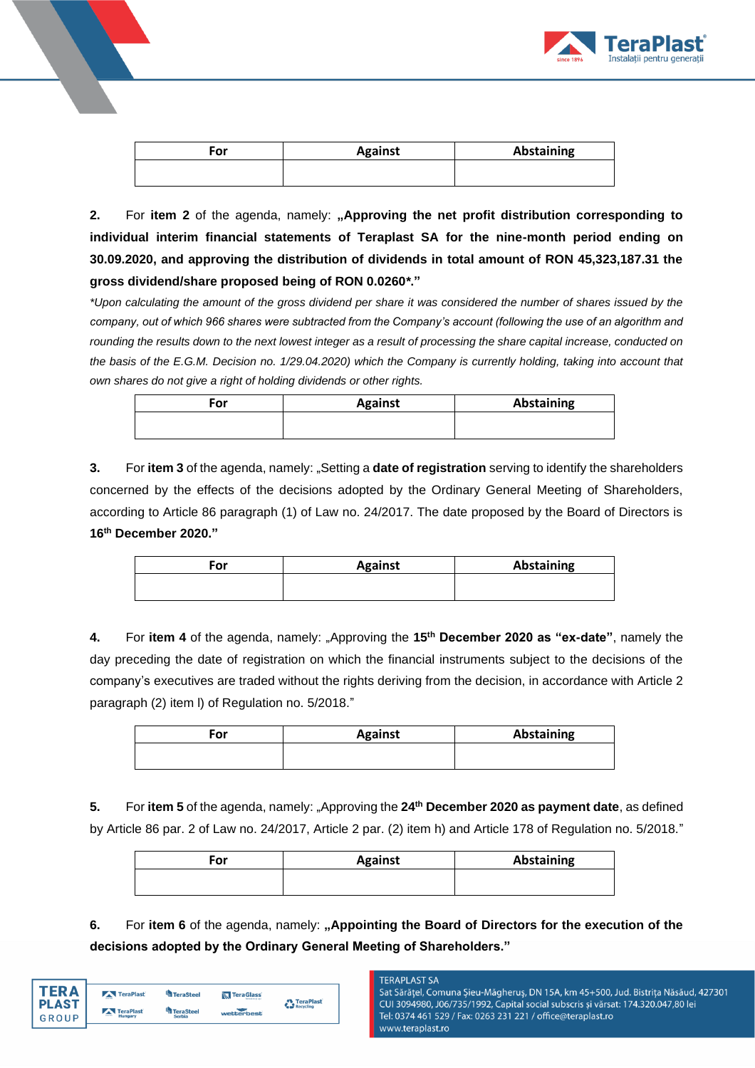| For | Against | Abstaining |
|---|---|---|
| | | |

2. For **item 2** of the agenda, namely: **„Approving the net profit distribution corresponding to individual interim financial statements of Teraplast SA for the nine-month period ending on 30.09.2020, and approving the distribution of dividends in total amount of RON 45,323,187.31 the gross dividend/share proposed being of RON 0.0260*."**

*\*Upon calculating the amount of the gross dividend per share it was considered the number of shares issued by the company, out of which 966 shares were subtracted from the Company's account (following the use of an algorithm and rounding the results down to the next lowest integer as a result of processing the share capital increase, conducted on the basis of the E.G.M. Decision no. 1/29.04.2020) which the Company is currently holding, taking into account that own shares do not give a right of holding dividends or other rights.*

| For | Against | Abstaining |
|---|---|---|
| | | |

3. For **item 3** of the agenda, namely: „Setting a **date of registration** serving to identify the shareholders concerned by the effects of the decisions adopted by the Ordinary General Meeting of Shareholders, according to Article 86 paragraph (1) of Law no. 24/2017. The date proposed by the Board of Directors is **16th December 2020."**

| For | Against | Abstaining |
|---|---|---|
| | | |

4. For **item 4** of the agenda, namely: „Approving the **15th December 2020 as "ex-date"**, namely the day preceding the date of registration on which the financial instruments subject to the decisions of the company's executives are traded without the rights deriving from the decision, in accordance with Article 2 paragraph (2) item l) of Regulation no. 5/2018."

| For | Against | Abstaining |
|---|---|---|
| | | |

5. For **item 5** of the agenda, namely: „Approving the **24th December 2020 as payment date**, as defined by Article 86 par. 2 of Law no. 24/2017, Article 2 par. (2) item h) and Article 178 of Regulation no. 5/2018."

| For | Against | Abstaining |
|---|---|---|
| | | |

6. For **item 6** of the agenda, namely: **„Appointing the Board of Directors for the execution of the decisions adopted by the Ordinary General Meeting of Shareholders."**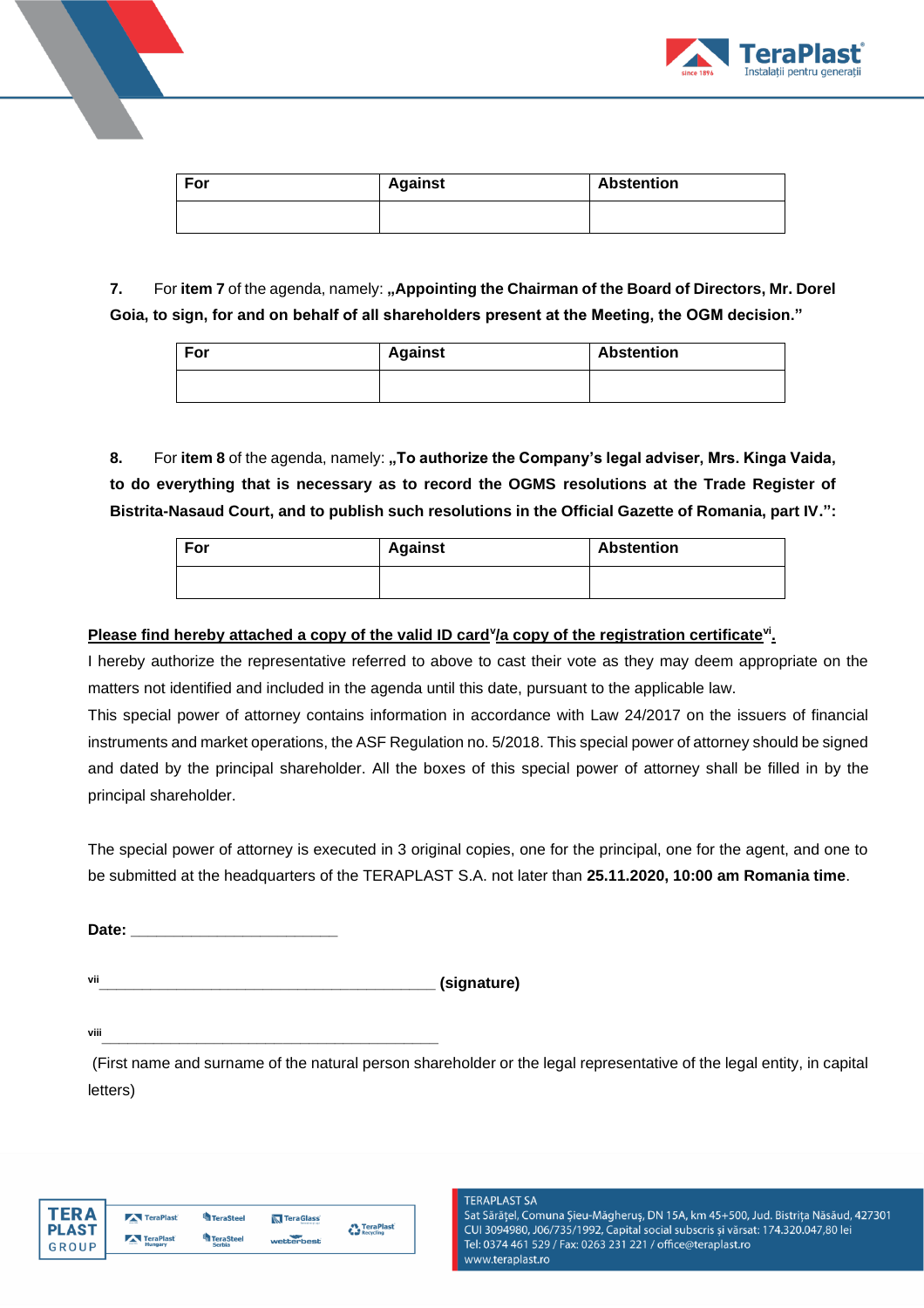| For | Against | Abstention |
|---|---|---|
| | | |

7. For **item 7** of the agenda, namely: **„Appointing the Chairman of the Board of Directors, Mr. Dorel Goia, to sign, for and on behalf of all shareholders present at the Meeting, the OGM decision."**

| For | Against | Abstention |
|---|---|---|
| | | |

8. For **item 8** of the agenda, namely: **„To authorize the Company's legal adviser, Mrs. Kinga Vaida, to do everything that is necessary as to record the OGMS resolutions at the Trade Register of Bistrita-Nasaud Court, and to publish such resolutions in the Official Gazette of Romania, part IV.":**

| For | Against | Abstention |
|---|---|---|
| | | |

**Please find hereby attached a copy of the valid ID card[v]/a copy of the registration certificate[vi].**

I hereby authorize the representative referred to above to cast their vote as they may deem appropriate on the matters not identified and included in the agenda until this date, pursuant to the applicable law.

This special power of attorney contains information in accordance with Law 24/2017 on the issuers of financial instruments and market operations, the ASF Regulation no. 5/2018. This special power of attorney should be signed and dated by the principal shareholder. All the boxes of this special power of attorney shall be filled in by the principal shareholder.

The special power of attorney is executed in 3 original copies, one for the principal, one for the agent, and one to be submitted at the headquarters of the TERAPLAST S.A. not later than **25.11.2020, 10:00 am Romania time**.

**Date:** ________________________

[vii]__________________________________________ **(signature)**

[viii]__________________________________________

(First name and surname of the natural person shareholder or the legal representative of the legal entity, in capital letters)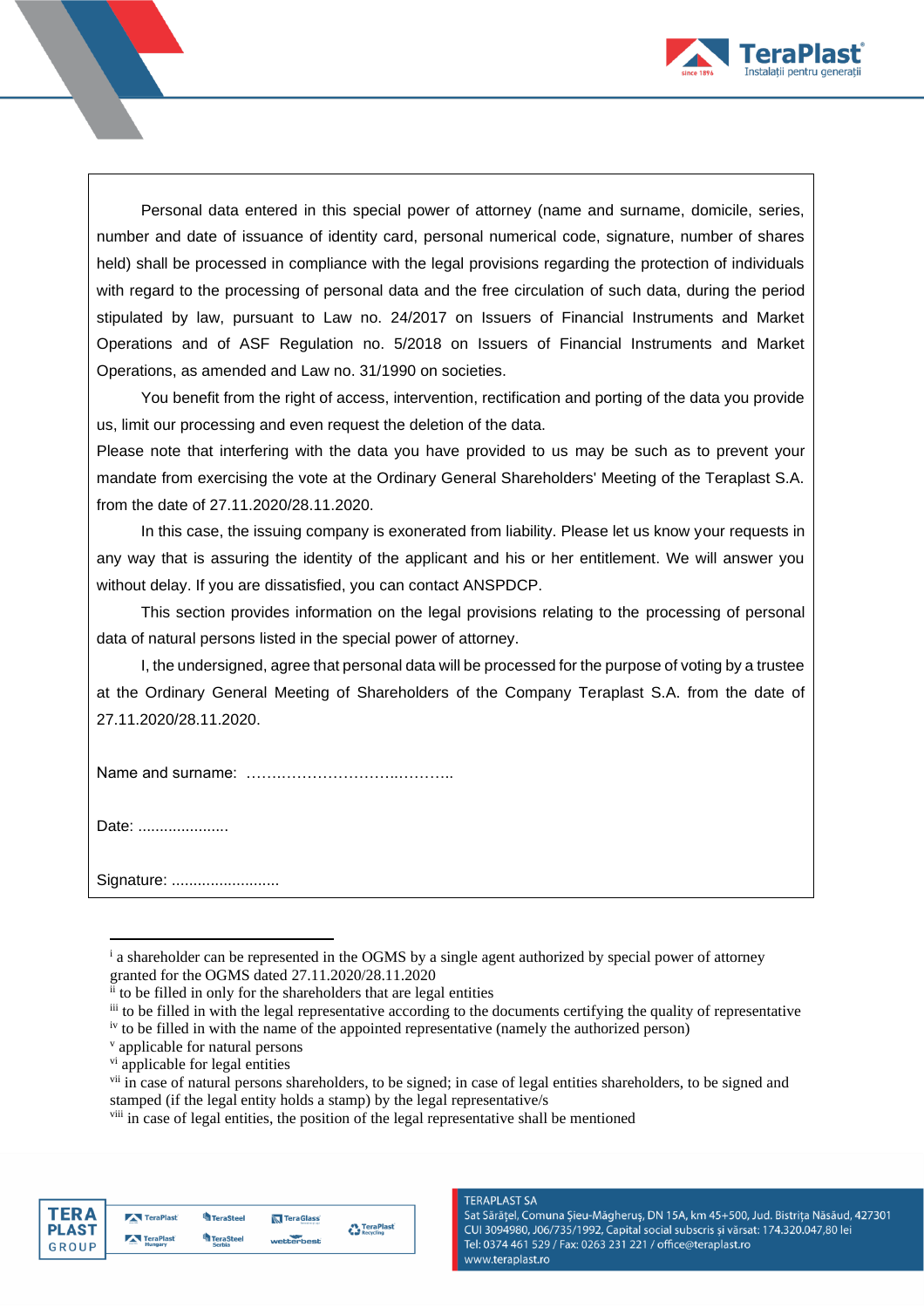Personal data entered in this special power of attorney (name and surname, domicile, series, number and date of issuance of identity card, personal numerical code, signature, number of shares held) shall be processed in compliance with the legal provisions regarding the protection of individuals with regard to the processing of personal data and the free circulation of such data, during the period stipulated by law, pursuant to Law no. 24/2017 on Issuers of Financial Instruments and Market Operations and of ASF Regulation no. 5/2018 on Issuers of Financial Instruments and Market Operations, as amended and Law no. 31/1990 on societies.

You benefit from the right of access, intervention, rectification and porting of the data you provide us, limit our processing and even request the deletion of the data.

Please note that interfering with the data you have provided to us may be such as to prevent your mandate from exercising the vote at the Ordinary General Shareholders' Meeting of the Teraplast S.A. from the date of 27.11.2020/28.11.2020.

In this case, the issuing company is exonerated from liability. Please let us know your requests in any way that is assuring the identity of the applicant and his or her entitlement. We will answer you without delay. If you are dissatisfied, you can contact ANSPDCP.

This section provides information on the legal provisions relating to the processing of personal data of natural persons listed in the special power of attorney.

I, the undersigned, agree that personal data will be processed for the purpose of voting by a trustee at the Ordinary General Meeting of Shareholders of the Company Teraplast S.A. from the date of 27.11.2020/28.11.2020.

Name and surname: ……….…………………..………..

Date: ....................

Signature: ........................

---

[i] a shareholder can be represented in the OGMS by a single agent authorized by special power of attorney granted for the OGMS dated 27.11.2020/28.11.2020

[ii] to be filled in only for the shareholders that are legal entities

[iii] to be filled in with the legal representative according to the documents certifying the quality of representative

[iv] to be filled in with the name of the appointed representative (namely the authorized person)

[v] applicable for natural persons

[vi] applicable for legal entities

[vii] in case of natural persons shareholders, to be signed; in case of legal entities shareholders, to be signed and stamped (if the legal entity holds a stamp) by the legal representative/s

[viii] in case of legal entities, the position of the legal representative shall be mentioned